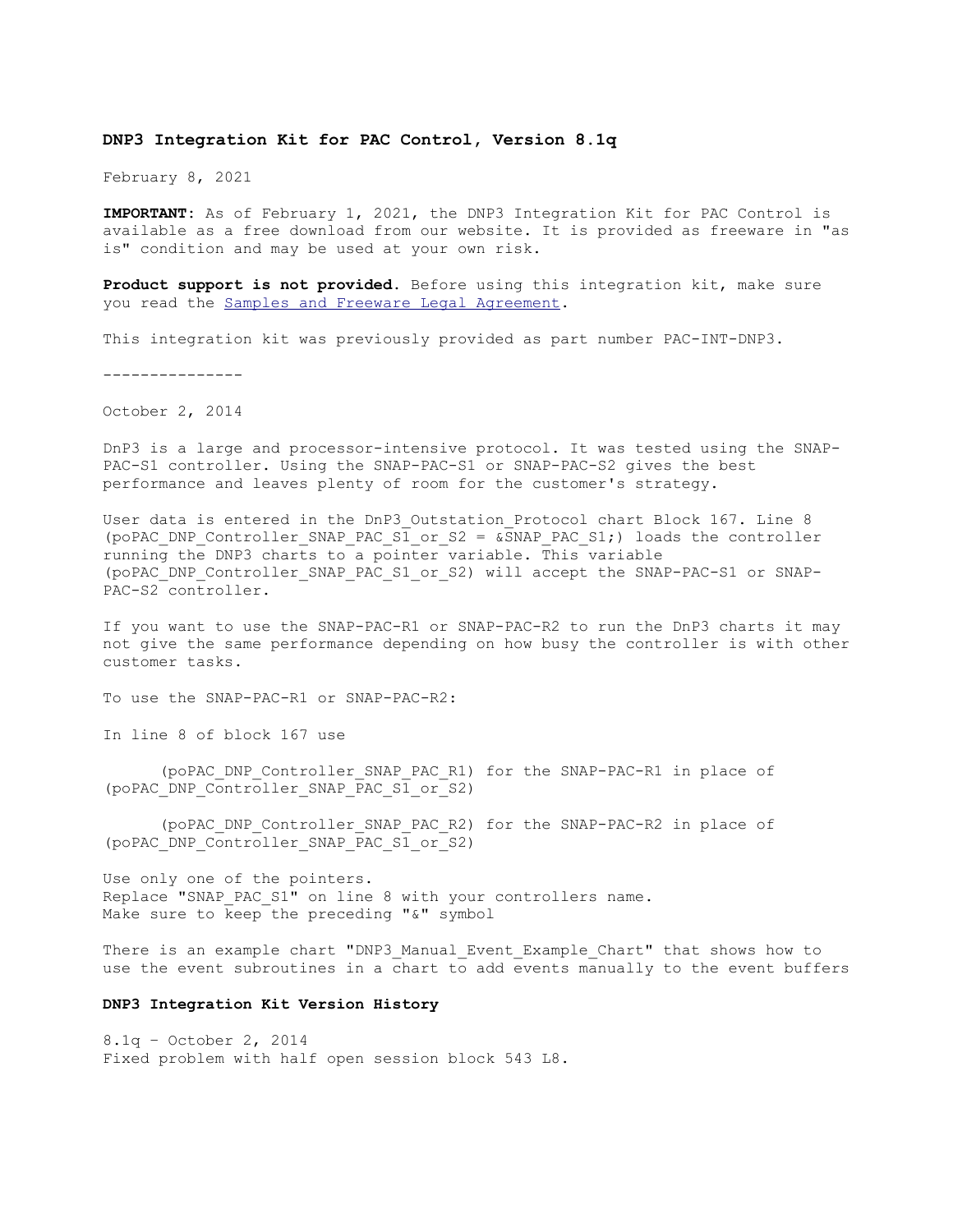**DNP3 Integration Kit for PAC Control, Version 8.1q**

February 8, 2021

**IMPORTANT**: As of February 1, 2021, the DNP3 Integration Kit for PAC Control is available as a free download from our website. It is provided as freeware in "as is" condition and may be used at your own risk.

**Product support is not provided.** Before using this integration kit, make sure you read the [Samples and Freeware Legal Agreement](Samples and Freeware Legal Agreement).

This integration kit was previously provided as part number PAC-INT-DNP3.

---------------

October 2, 2014

DnP3 is a large and processor-intensive protocol. It was tested using the SNAP-PAC-S1 controller. Using the SNAP-PAC-S1 or SNAP-PAC-S2 gives the best performance and leaves plenty of room for the customer's strategy.

User data is entered in the DnP3_Outstation_Protocol chart Block 167. Line 8 (poPAC_DNP_Controller_SNAP_PAC_S1_or_S2 = &SNAP_PAC_S1;) loads the controller running the DNP3 charts to a pointer variable. This variable (poPAC_DNP_Controller_SNAP_PAC_S1_or_S2) will accept the SNAP-PAC-S1 or SNAP-PAC-S2 controller.

If you want to use the SNAP-PAC-R1 or SNAP-PAC-R2 to run the DnP3 charts it may not give the same performance depending on how busy the controller is with other customer tasks.

To use the SNAP-PAC-R1 or SNAP-PAC-R2:

In line 8 of block 167 use

(poPAC_DNP_Controller_SNAP_PAC_R1) for the SNAP-PAC-R1 in place of (poPAC_DNP_Controller_SNAP_PAC_S1_or_S2)

(poPAC_DNP_Controller_SNAP_PAC_R2) for the SNAP-PAC-R2 in place of (poPAC_DNP_Controller_SNAP_PAC_S1_or_S2)

Use only one of the pointers.
Replace "SNAP_PAC_S1" on line 8 with your controllers name.
Make sure to keep the preceding "&" symbol

There is an example chart "DNP3_Manual_Event_Example_Chart" that shows how to use the event subroutines in a chart to add events manually to the event buffers

**DNP3 Integration Kit Version History**

8.1q – October 2, 2014
Fixed problem with half open session block 543 L8.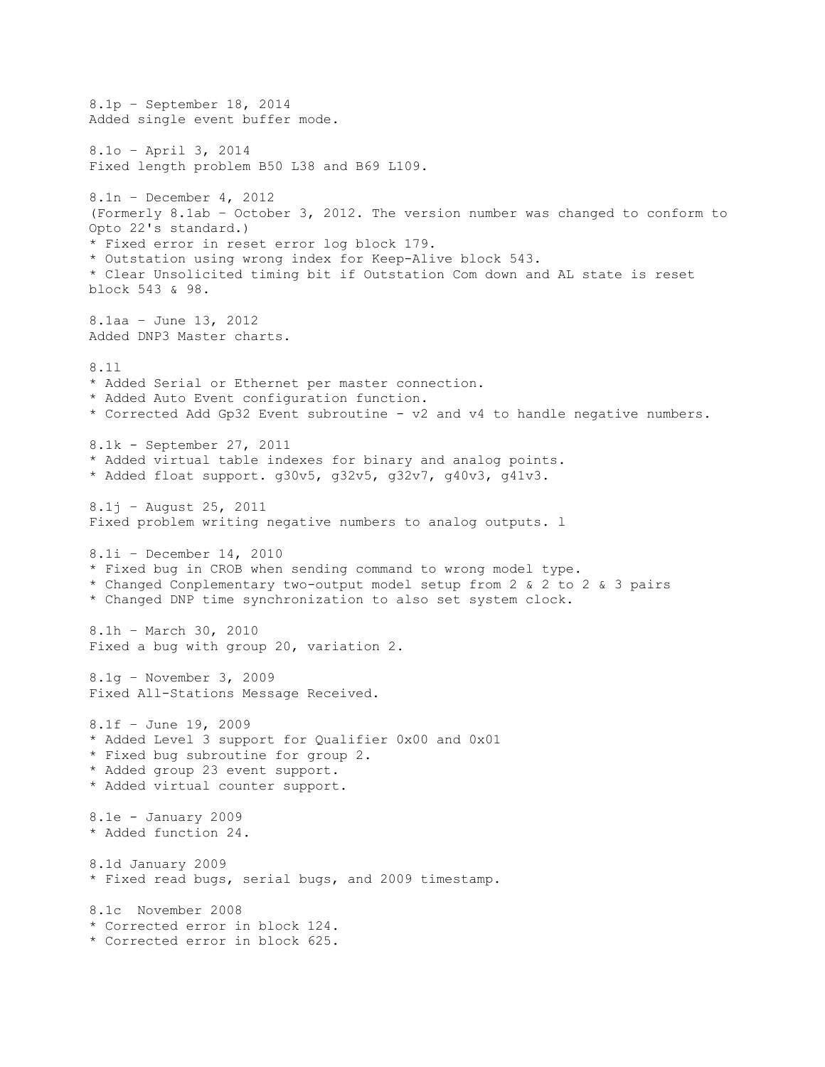8.1p – September 18, 2014
Added single event buffer mode.

8.1o – April 3, 2014
Fixed length problem B50 L38 and B69 L109.

8.1n – December 4, 2012
(Formerly 8.1ab – October 3, 2012. The version number was changed to conform to Opto 22's standard.)
* Fixed error in reset error log block 179.
* Outstation using wrong index for Keep-Alive block 543.
* Clear Unsolicited timing bit if Outstation Com down and AL state is reset block 543 & 98.

8.1aa – June 13, 2012
Added DNP3 Master charts.

8.1l
* Added Serial or Ethernet per master connection.
* Added Auto Event configuration function.
* Corrected Add Gp32 Event subroutine - v2 and v4 to handle negative numbers.

8.1k - September 27, 2011
* Added virtual table indexes for binary and analog points.
* Added float support. g30v5, g32v5, g32v7, g40v3, g41v3.

8.1j – August 25, 2011
Fixed problem writing negative numbers to analog outputs. l

8.1i – December 14, 2010
* Fixed bug in CROB when sending command to wrong model type.
* Changed Conplementary two-output model setup from 2 & 2 to 2 & 3 pairs
* Changed DNP time synchronization to also set system clock.

8.1h – March 30, 2010
Fixed a bug with group 20, variation 2.

8.1g – November 3, 2009
Fixed All-Stations Message Received.

8.1f – June 19, 2009
* Added Level 3 support for Qualifier 0x00 and 0x01
* Fixed bug subroutine for group 2.
* Added group 23 event support.
* Added virtual counter support.

8.1e - January 2009
* Added function 24.

8.1d January 2009
* Fixed read bugs, serial bugs, and 2009 timestamp.

8.1c November 2008
* Corrected error in block 124.
* Corrected error in block 625.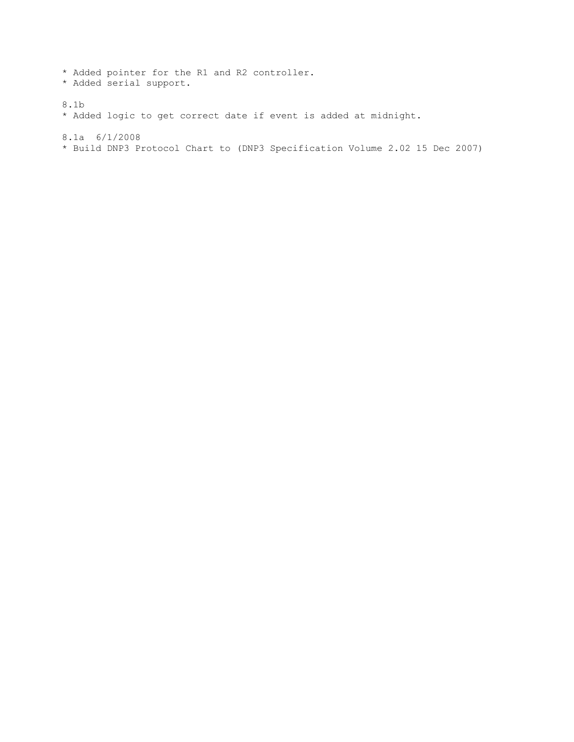* Added pointer for the R1 and R2 controller.
* Added serial support.

8.1b
* Added logic to get correct date if event is added at midnight.

8.1a  6/1/2008
* Build DNP3 Protocol Chart to (DNP3 Specification Volume 2.02 15 Dec 2007)